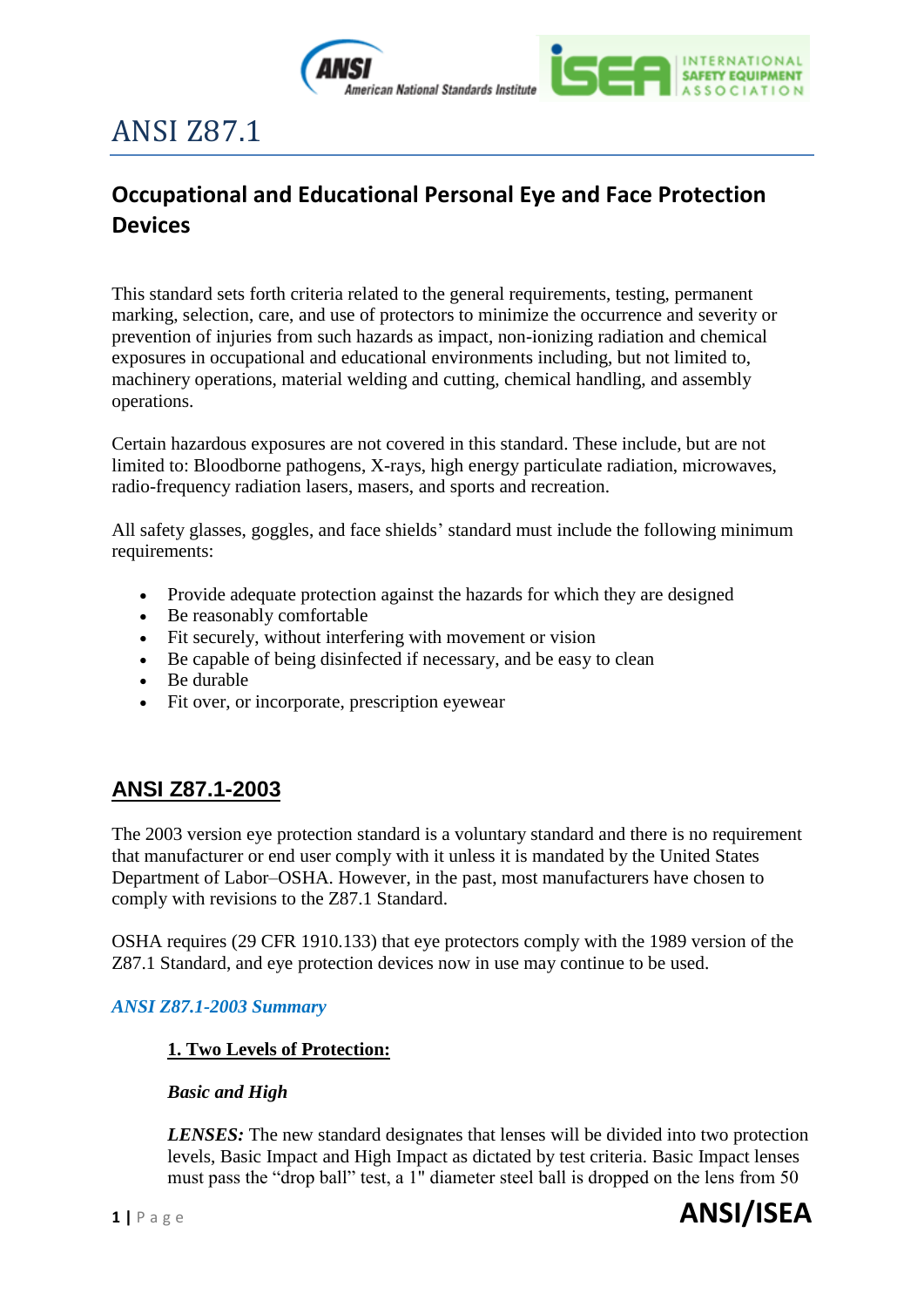# ANSI Z87.1

## Occupational and Educational Personal Eye and Face Protection Devices

This standard sets forth criteria related to the general requirements, testing, permanent marking, selection, care, and use of protectors to minimize the occurrence and severity or prevention of injuries from such hazards as impact, non-ionizing radiation and chemical exposures in occupational and educational environments including, but not limited to, machinery operations, material welding and cutting, chemical handling, and assembly operations.

Certain hazardous exposures are not covered in this standard. These include, but are not limited to: Bloodborne pathogens, X-rays, high energy particulate radiation, microwaves, radio-frequency radiation lasers, masers, and sports and recreation.

All safety glasses, goggles, and face shields' standard must include the following minimum requirements:

- Provide adequate protection against the hazards for which they are designed
- Be reasonably comfortable
- Fit securely, without interfering with movement or vision
- Be capable of being disinfected if necessary, and be easy to clean
- Be durable
- Fit over, or incorporate, prescription eyewear

## ANSI Z87.1-2003

The 2003 version eye protection standard is a voluntary standard and there is no requirement that manufacturer or end user comply with it unless it is mandated by the United States Department of Labor–OSHA. However, in the past, most manufacturers have chosen to comply with revisions to the Z87.1 Standard.

OSHA requires (29 CFR 1910.133) that eye protectors comply with the 1989 version of the Z87.1 Standard, and eye protection devices now in use may continue to be used.

### *ANSI Z87.1-2003 Summary*

**1. Two Levels of Protection:**

***Basic and High***

***LENSES:*** The new standard designates that lenses will be divided into two protection levels, Basic Impact and High Impact as dictated by test criteria. Basic Impact lenses must pass the "drop ball" test, a 1" diameter steel ball is dropped on the lens from 50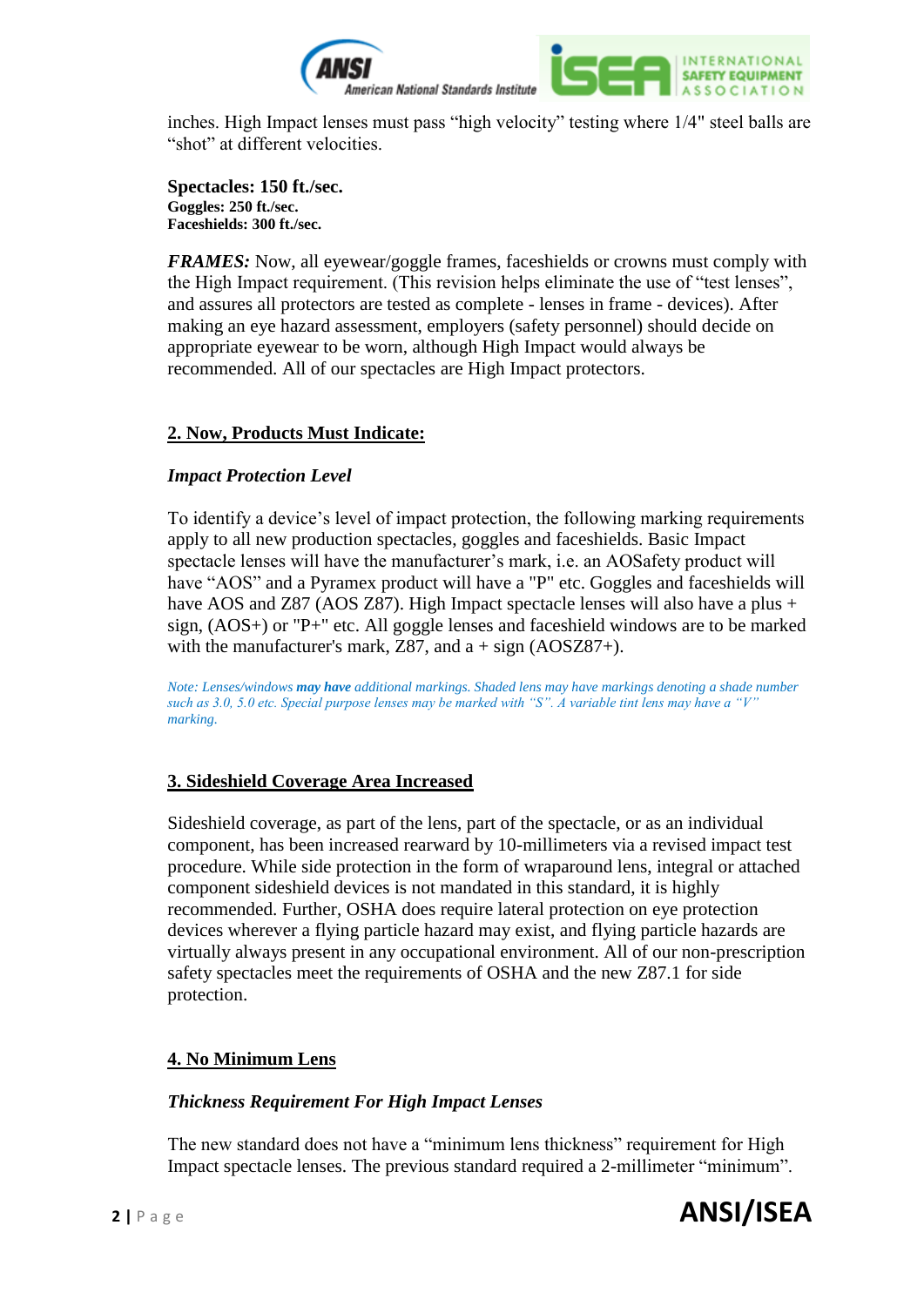inches. High Impact lenses must pass "high velocity" testing where 1/4" steel balls are "shot" at different velocities.

**Spectacles: 150 ft./sec.**
**Goggles: 250 ft./sec.**
**Faceshields: 300 ft./sec.**

***FRAMES:*** Now, all eyewear/goggle frames, faceshields or crowns must comply with the High Impact requirement. (This revision helps eliminate the use of "test lenses", and assures all protectors are tested as complete - lenses in frame - devices). After making an eye hazard assessment, employers (safety personnel) should decide on appropriate eyewear to be worn, although High Impact would always be recommended. All of our spectacles are High Impact protectors.

## 2. Now, Products Must Indicate:

***Impact Protection Level***

To identify a device's level of impact protection, the following marking requirements apply to all new production spectacles, goggles and faceshields. Basic Impact spectacle lenses will have the manufacturer's mark, i.e. an AOSafety product will have "AOS" and a Pyramex product will have a "P" etc. Goggles and faceshields will have AOS and Z87 (AOS Z87). High Impact spectacle lenses will also have a plus + sign, (AOS+) or "P+" etc. All goggle lenses and faceshield windows are to be marked with the manufacturer's mark, Z87, and a + sign (AOSZ87+).

*Note: Lenses/windows **may have** additional markings. Shaded lens may have markings denoting a shade number such as 3.0, 5.0 etc. Special purpose lenses may be marked with "S". A variable tint lens may have a "V" marking.*

## 3. Sideshield Coverage Area Increased

Sideshield coverage, as part of the lens, part of the spectacle, or as an individual component, has been increased rearward by 10-millimeters via a revised impact test procedure. While side protection in the form of wraparound lens, integral or attached component sideshield devices is not mandated in this standard, it is highly recommended. Further, OSHA does require lateral protection on eye protection devices wherever a flying particle hazard may exist, and flying particle hazards are virtually always present in any occupational environment. All of our non-prescription safety spectacles meet the requirements of OSHA and the new Z87.1 for side protection.

## 4. No Minimum Lens

***Thickness Requirement For High Impact Lenses***

The new standard does not have a "minimum lens thickness" requirement for High Impact spectacle lenses. The previous standard required a 2-millimeter "minimum".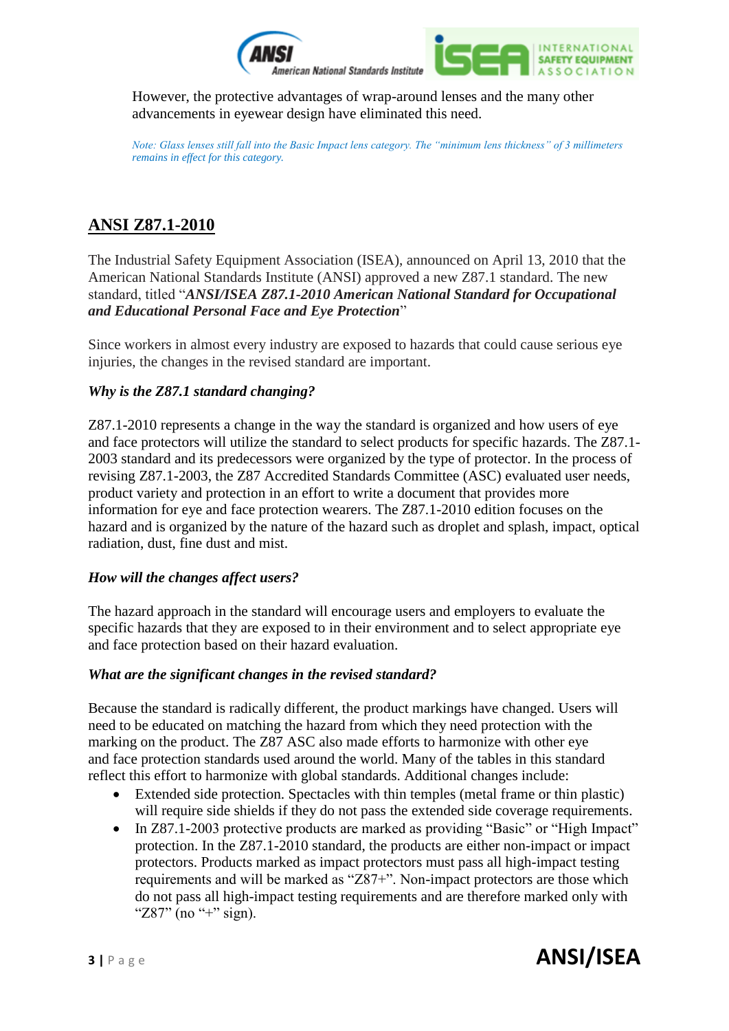However, the protective advantages of wrap-around lenses and the many other advancements in eyewear design have eliminated this need.

*Note: Glass lenses still fall into the Basic Impact lens category. The "minimum lens thickness" of 3 millimeters remains in effect for this category.*

## ANSI Z87.1-2010

The Industrial Safety Equipment Association (ISEA), announced on April 13, 2010 that the American National Standards Institute (ANSI) approved a new Z87.1 standard. The new standard, titled "***ANSI/ISEA Z87.1-2010 American National Standard for Occupational and Educational Personal Face and Eye Protection***"

Since workers in almost every industry are exposed to hazards that could cause serious eye injuries, the changes in the revised standard are important.

### *Why is the Z87.1 standard changing?*

Z87.1-2010 represents a change in the way the standard is organized and how users of eye and face protectors will utilize the standard to select products for specific hazards. The Z87.1-2003 standard and its predecessors were organized by the type of protector. In the process of revising Z87.1-2003, the Z87 Accredited Standards Committee (ASC) evaluated user needs, product variety and protection in an effort to write a document that provides more information for eye and face protection wearers. The Z87.1-2010 edition focuses on the hazard and is organized by the nature of the hazard such as droplet and splash, impact, optical radiation, dust, fine dust and mist.

### *How will the changes affect users?*

The hazard approach in the standard will encourage users and employers to evaluate the specific hazards that they are exposed to in their environment and to select appropriate eye and face protection based on their hazard evaluation.

### *What are the significant changes in the revised standard?*

Because the standard is radically different, the product markings have changed. Users will need to be educated on matching the hazard from which they need protection with the marking on the product. The Z87 ASC also made efforts to harmonize with other eye and face protection standards used around the world. Many of the tables in this standard reflect this effort to harmonize with global standards. Additional changes include:

- Extended side protection. Spectacles with thin temples (metal frame or thin plastic) will require side shields if they do not pass the extended side coverage requirements.
- In Z87.1-2003 protective products are marked as providing "Basic" or "High Impact" protection. In the Z87.1-2010 standard, the products are either non-impact or impact protectors. Products marked as impact protectors must pass all high-impact testing requirements and will be marked as "Z87+". Non-impact protectors are those which do not pass all high-impact testing requirements and are therefore marked only with "Z87" (no "+" sign).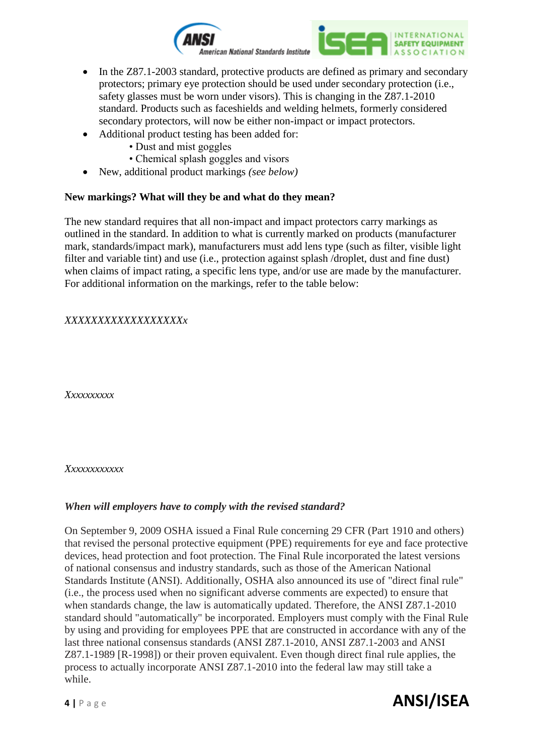- In the Z87.1-2003 standard, protective products are defined as primary and secondary protectors; primary eye protection should be used under secondary protection (i.e., safety glasses must be worn under visors). This is changing in the Z87.1-2010 standard. Products such as faceshields and welding helmets, formerly considered secondary protectors, will now be either non-impact or impact protectors.
- Additional product testing has been added for:
  - Dust and mist goggles
  - Chemical splash goggles and visors
- New, additional product markings *(see below)*

**New markings? What will they be and what do they mean?**

The new standard requires that all non-impact and impact protectors carry markings as outlined in the standard. In addition to what is currently marked on products (manufacturer mark, standards/impact mark), manufacturers must add lens type (such as filter, visible light filter and variable tint) and use (i.e., protection against splash /droplet, dust and fine dust) when claims of impact rating, a specific lens type, and/or use are made by the manufacturer. For additional information on the markings, refer to the table below:

*XXXXXXXXXXXXXXXXXx*

*Xxxxxxxxxx*

*Xxxxxxxxxxxx*

***When will employers have to comply with the revised standard?***

On September 9, 2009 OSHA issued a Final Rule concerning 29 CFR (Part 1910 and others) that revised the personal protective equipment (PPE) requirements for eye and face protective devices, head protection and foot protection. The Final Rule incorporated the latest versions of national consensus and industry standards, such as those of the American National Standards Institute (ANSI). Additionally, OSHA also announced its use of "direct final rule" (i.e., the process used when no significant adverse comments are expected) to ensure that when standards change, the law is automatically updated. Therefore, the ANSI Z87.1-2010 standard should "automatically" be incorporated. Employers must comply with the Final Rule by using and providing for employees PPE that are constructed in accordance with any of the last three national consensus standards (ANSI Z87.1-2010, ANSI Z87.1-2003 and ANSI Z87.1-1989 [R-1998]) or their proven equivalent. Even though direct final rule applies, the process to actually incorporate ANSI Z87.1-2010 into the federal law may still take a while.